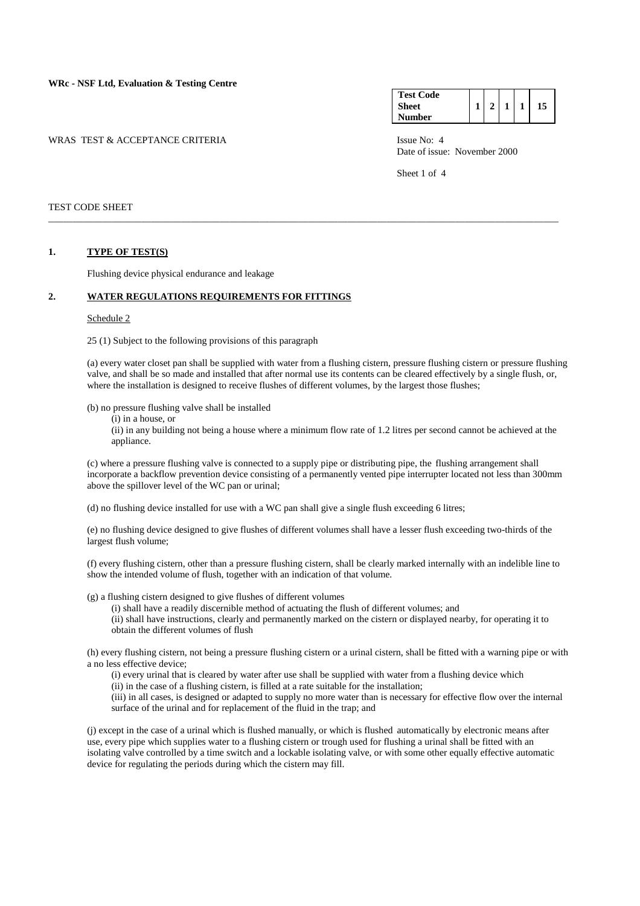**WRc - NSF Ltd, Evaluation & Testing Centre**

| Test Code Sheet Number | 1 | 2 | 1 | 1 | 15 |
|---|---|---|---|---|---|

WRAS TEST & ACCEPTANCE CRITERIA

Issue No: 4
Date of issue: November 2000

TEST CODE SHEET

---

## 1. TYPE OF TEST(S)

Flushing device physical endurance and leakage

## 2. WATER REGULATIONS REQUIREMENTS FOR FITTINGS

Schedule 2

25 (1) Subject to the following provisions of this paragraph

(a) every water closet pan shall be supplied with water from a flushing cistern, pressure flushing cistern or pressure flushing valve, and shall be so made and installed that after normal use its contents can be cleared effectively by a single flush, or, where the installation is designed to receive flushes of different volumes, by the largest those flushes;

(b) no pressure flushing valve shall be installed

(i) in a house, or

(ii) in any building not being a house where a minimum flow rate of 1.2 litres per second cannot be achieved at the appliance.

(c) where a pressure flushing valve is connected to a supply pipe or distributing pipe, the flushing arrangement shall incorporate a backflow prevention device consisting of a permanently vented pipe interrupter located not less than 300mm above the spillover level of the WC pan or urinal;

(d) no flushing device installed for use with a WC pan shall give a single flush exceeding 6 litres;

(e) no flushing device designed to give flushes of different volumes shall have a lesser flush exceeding two-thirds of the largest flush volume;

(f) every flushing cistern, other than a pressure flushing cistern, shall be clearly marked internally with an indelible line to show the intended volume of flush, together with an indication of that volume.

(g) a flushing cistern designed to give flushes of different volumes

(i) shall have a readily discernible method of actuating the flush of different volumes; and

(ii) shall have instructions, clearly and permanently marked on the cistern or displayed nearby, for operating it to obtain the different volumes of flush

(h) every flushing cistern, not being a pressure flushing cistern or a urinal cistern, shall be fitted with a warning pipe or with a no less effective device;

(i) every urinal that is cleared by water after use shall be supplied with water from a flushing device which

(ii) in the case of a flushing cistern, is filled at a rate suitable for the installation;

(iii) in all cases, is designed or adapted to supply no more water than is necessary for effective flow over the internal surface of the urinal and for replacement of the fluid in the trap; and

(j) except in the case of a urinal which is flushed manually, or which is flushed automatically by electronic means after use, every pipe which supplies water to a flushing cistern or trough used for flushing a urinal shall be fitted with an isolating valve controlled by a time switch and a lockable isolating valve, or with some other equally effective automatic device for regulating the periods during which the cistern may fill.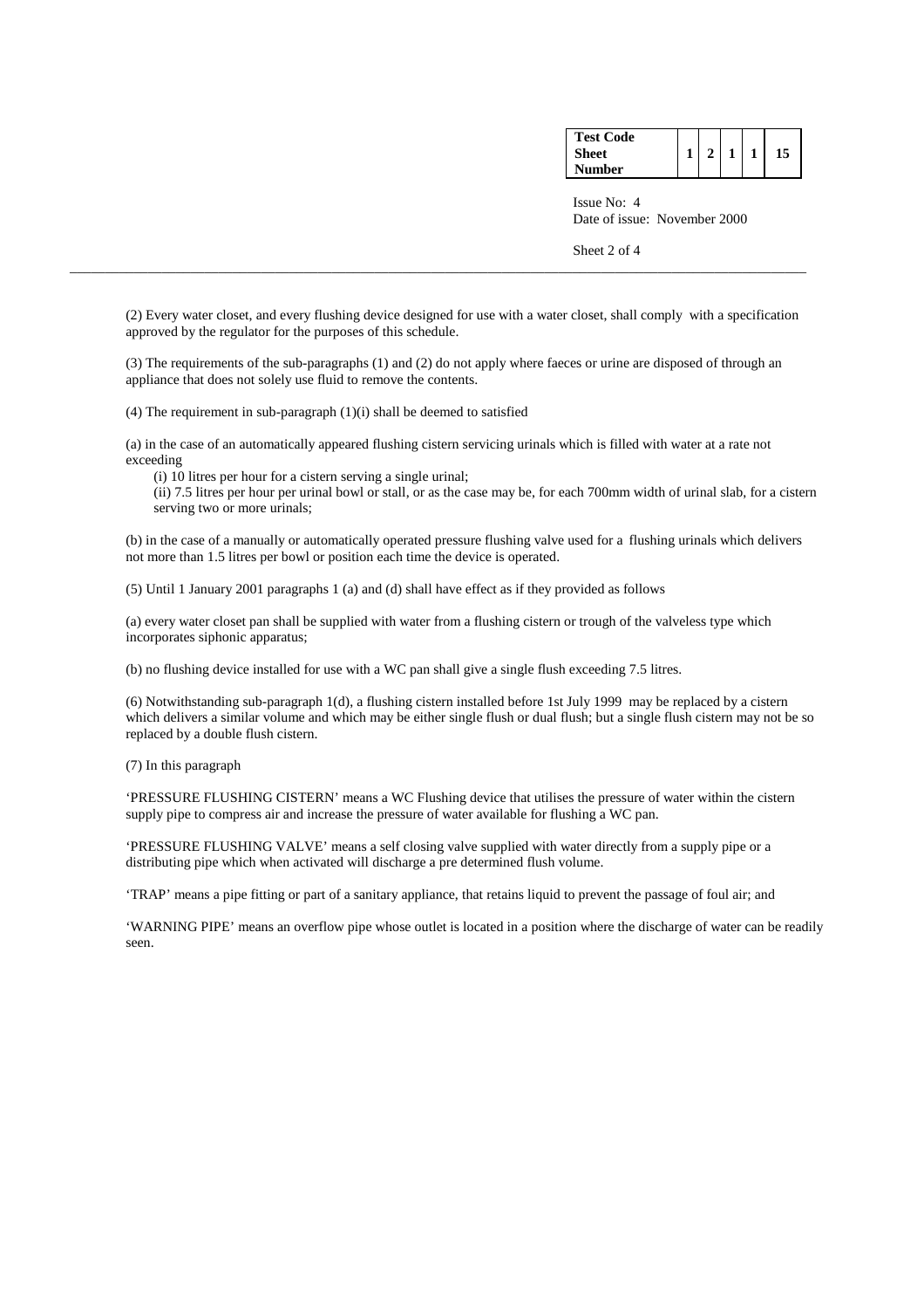(2) Every water closet, and every flushing device designed for use with a water closet, shall comply with a specification approved by the regulator for the purposes of this schedule.

(3) The requirements of the sub-paragraphs (1) and (2) do not apply where faeces or urine are disposed of through an appliance that does not solely use fluid to remove the contents.

(4) The requirement in sub-paragraph (1)(i) shall be deemed to satisfied

(a) in the case of an automatically appeared flushing cistern servicing urinals which is filled with water at a rate not exceeding

(i) 10 litres per hour for a cistern serving a single urinal;

(ii) 7.5 litres per hour per urinal bowl or stall, or as the case may be, for each 700mm width of urinal slab, for a cistern serving two or more urinals;

(b) in the case of a manually or automatically operated pressure flushing valve used for a flushing urinals which delivers not more than 1.5 litres per bowl or position each time the device is operated.

(5) Until 1 January 2001 paragraphs 1 (a) and (d) shall have effect as if they provided as follows

(a) every water closet pan shall be supplied with water from a flushing cistern or trough of the valveless type which incorporates siphonic apparatus;

(b) no flushing device installed for use with a WC pan shall give a single flush exceeding 7.5 litres.

(6) Notwithstanding sub-paragraph 1(d), a flushing cistern installed before 1st July 1999 may be replaced by a cistern which delivers a similar volume and which may be either single flush or dual flush; but a single flush cistern may not be so replaced by a double flush cistern.

(7) In this paragraph

'PRESSURE FLUSHING CISTERN' means a WC Flushing device that utilises the pressure of water within the cistern supply pipe to compress air and increase the pressure of water available for flushing a WC pan.

'PRESSURE FLUSHING VALVE' means a self closing valve supplied with water directly from a supply pipe or a distributing pipe which when activated will discharge a pre determined flush volume.

'TRAP' means a pipe fitting or part of a sanitary appliance, that retains liquid to prevent the passage of foul air; and

'WARNING PIPE' means an overflow pipe whose outlet is located in a position where the discharge of water can be readily seen.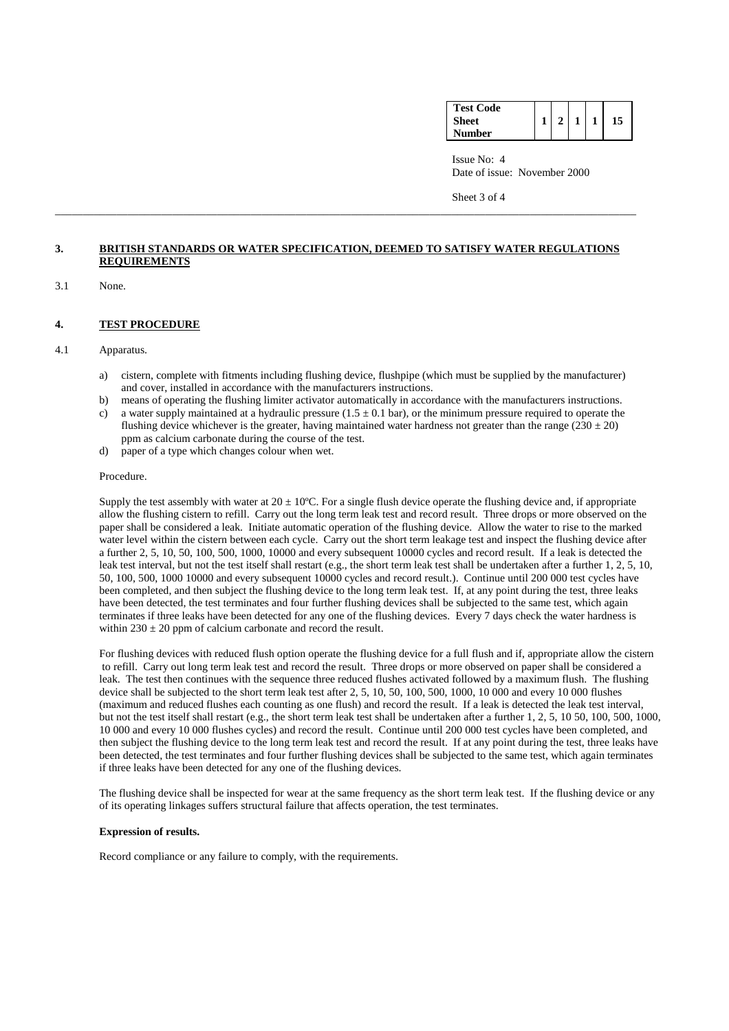| Test Code Sheet Number | 1 | 2 | 1 | 1 | 15 |
|---|---|---|---|---|---|

Issue No: 4
Date of issue: November 2000

## 3. BRITISH STANDARDS OR WATER SPECIFICATION, DEEMED TO SATISFY WATER REGULATIONS REQUIREMENTS

3.1 None.

## 4. TEST PROCEDURE

4.1 Apparatus.

a) cistern, complete with fitments including flushing device, flushpipe (which must be supplied by the manufacturer) and cover, installed in accordance with the manufacturers instructions.
b) means of operating the flushing limiter activator automatically in accordance with the manufacturers instructions.
c) a water supply maintained at a hydraulic pressure ($1.5 \pm 0.1$ bar), or the minimum pressure required to operate the flushing device whichever is the greater, having maintained water hardness not greater than the range ($230 \pm 20$) ppm as calcium carbonate during the course of the test.
d) paper of a type which changes colour when wet.

Procedure.

Supply the test assembly with water at $20 \pm 10$ºC. For a single flush device operate the flushing device and, if appropriate allow the flushing cistern to refill. Carry out the long term leak test and record result. Three drops or more observed on the paper shall be considered a leak. Initiate automatic operation of the flushing device. Allow the water to rise to the marked water level within the cistern between each cycle. Carry out the short term leakage test and inspect the flushing device after a further 2, 5, 10, 50, 100, 500, 1000, 10000 and every subsequent 10000 cycles and record result. If a leak is detected the leak test interval, but not the test itself shall restart (e.g., the short term leak test shall be undertaken after a further 1, 2, 5, 10, 50, 100, 500, 1000 10000 and every subsequent 10000 cycles and record result.). Continue until 200 000 test cycles have been completed, and then subject the flushing device to the long term leak test. If, at any point during the test, three leaks have been detected, the test terminates and four further flushing devices shall be subjected to the same test, which again terminates if three leaks have been detected for any one of the flushing devices. Every 7 days check the water hardness is within $230 \pm 20$ ppm of calcium carbonate and record the result.

For flushing devices with reduced flush option operate the flushing device for a full flush and if, appropriate allow the cistern to refill. Carry out long term leak test and record the result. Three drops or more observed on paper shall be considered a leak. The test then continues with the sequence three reduced flushes activated followed by a maximum flush. The flushing device shall be subjected to the short term leak test after 2, 5, 10, 50, 100, 500, 1000, 10 000 and every 10 000 flushes (maximum and reduced flushes each counting as one flush) and record the result. If a leak is detected the leak test interval, but not the test itself shall restart (e.g., the short term leak test shall be undertaken after a further 1, 2, 5, 10 50, 100, 500, 1000, 10 000 and every 10 000 flushes cycles) and record the result. Continue until 200 000 test cycles have been completed, and then subject the flushing device to the long term leak test and record the result. If at any point during the test, three leaks have been detected, the test terminates and four further flushing devices shall be subjected to the same test, which again terminates if three leaks have been detected for any one of the flushing devices.

The flushing device shall be inspected for wear at the same frequency as the short term leak test. If the flushing device or any of its operating linkages suffers structural failure that affects operation, the test terminates.

**Expression of results.**

Record compliance or any failure to comply, with the requirements.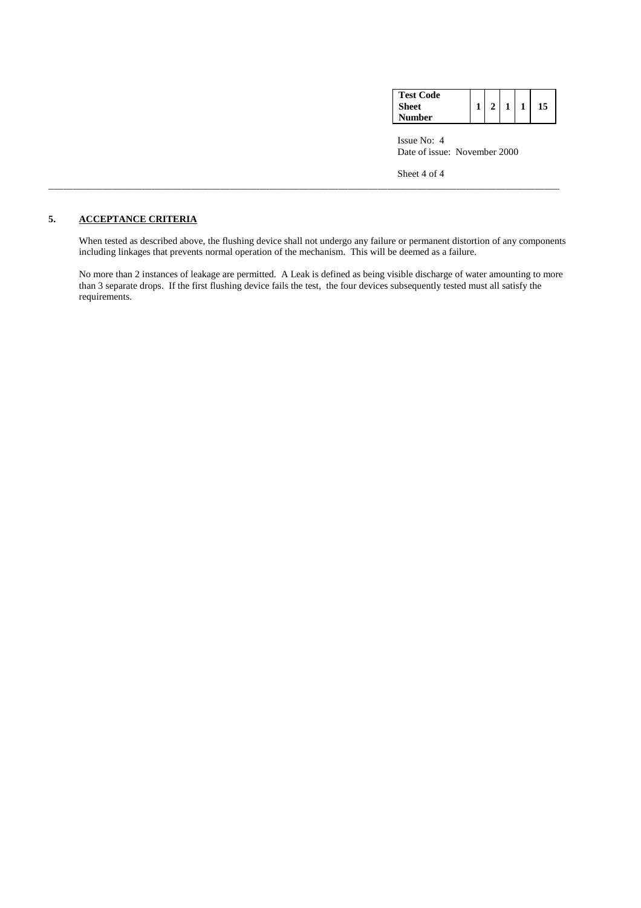## 5. ACCEPTANCE CRITERIA

When tested as described above, the flushing device shall not undergo any failure or permanent distortion of any components including linkages that prevents normal operation of the mechanism. This will be deemed as a failure.

No more than 2 instances of leakage are permitted. A Leak is defined as being visible discharge of water amounting to more than 3 separate drops. If the first flushing device fails the test, the four devices subsequently tested must all satisfy the requirements.